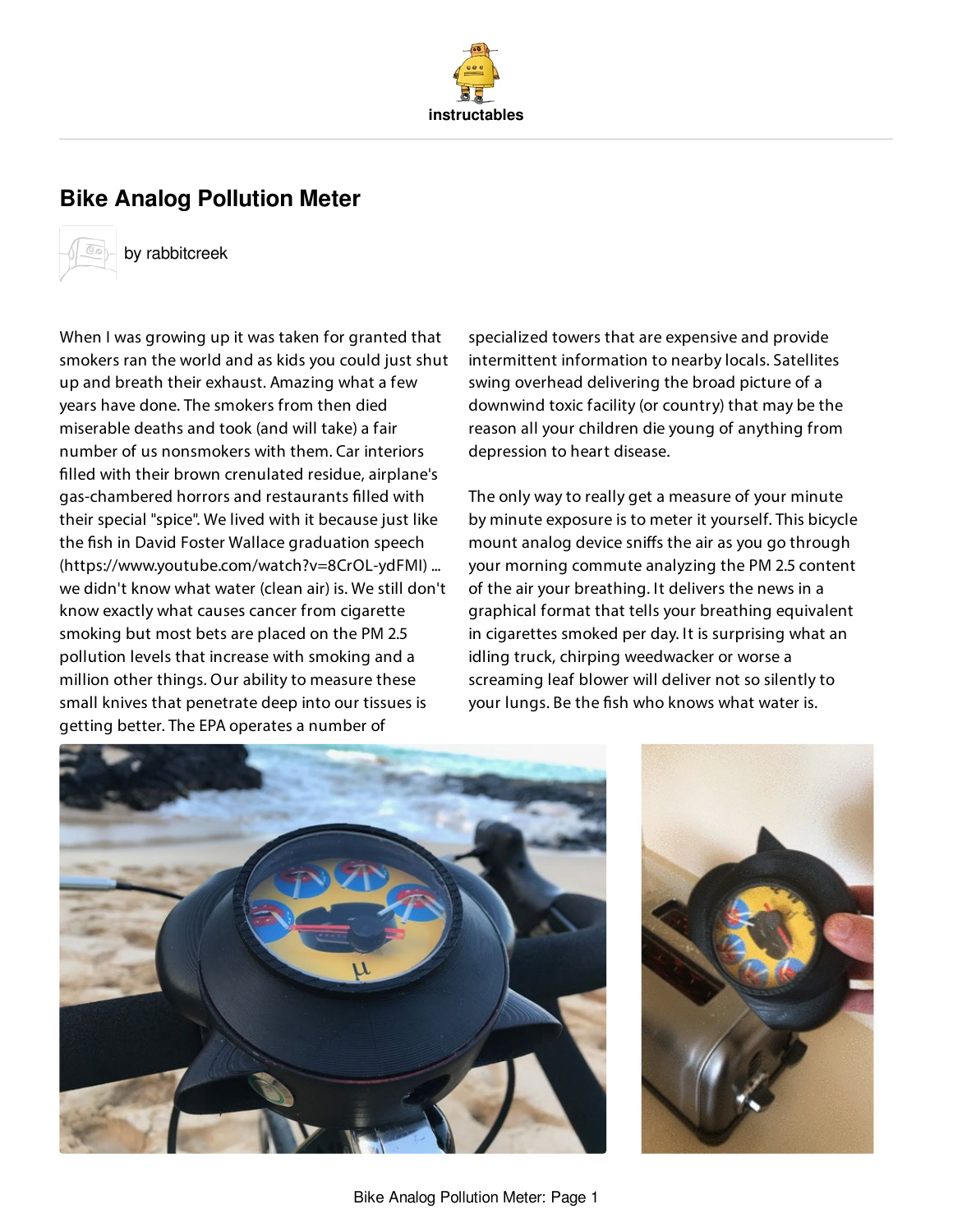# Bike Analog Pollution Meter

by rabbitcreek

When I was growing up it was taken for granted that smokers ran the world and as kids you could just shut up and breath their exhaust. Amazing what a few years have done. The smokers from then died miserable deaths and took (and will take) a fair number of us nonsmokers with them. Car interiors filled with their brown crenulated residue, airplane's gas-chambered horrors and restaurants filled with their special "spice". We lived with it because just like the fish in David Foster Wallace graduation speech (https://www.youtube.com/watch?v=8CrOL-ydFMI) ... we didn't know what water (clean air) is. We still don't know exactly what causes cancer from cigarette smoking but most bets are placed on the PM 2.5 pollution levels that increase with smoking and a million other things. Our ability to measure these small knives that penetrate deep into our tissues is getting better. The EPA operates a number of specialized towers that are expensive and provide intermittent information to nearby locals. Satellites swing overhead delivering the broad picture of a downwind toxic facility (or country) that may be the reason all your children die young of anything from depression to heart disease.

The only way to really get a measure of your minute by minute exposure is to meter it yourself. This bicycle mount analog device sniffs the air as you go through your morning commute analyzing the PM 2.5 content of the air your breathing. It delivers the news in a graphical format that tells your breathing equivalent in cigarettes smoked per day. It is surprising what an idling truck, chirping weedwacker or worse a screaming leaf blower will deliver not so silently to your lungs. Be the fish who knows what water is.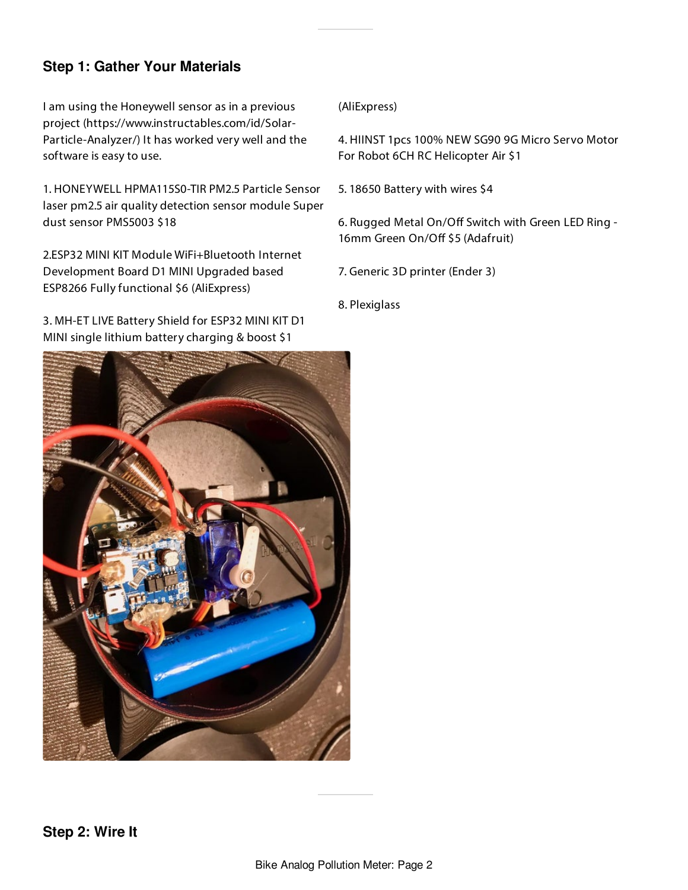## Step 1: Gather Your Materials

I am using the Honeywell sensor as in a previous project (https://www.instructables.com/id/Solar-Particle-Analyzer/) It has worked very well and the software is easy to use.

1. HONEYWELL HPMA115S0-TIR PM2.5 Particle Sensor laser pm2.5 air quality detection sensor module Super dust sensor PMS5003 $18

2.ESP32 MINI KIT Module WiFi+Bluetooth Internet Development Board D1 MINI Upgraded based ESP8266 Fully functional $6 (AliExpress)

3. MH-ET LIVE Battery Shield for ESP32 MINI KIT D1 MINI single lithium battery charging & boost $1 (AliExpress)

4. HIINST 1pcs 100% NEW SG90 9G Micro Servo Motor For Robot 6CH RC Helicopter Air $1

5. 18650 Battery with wires $4

6. Rugged Metal On/Off Switch with Green LED Ring - 16mm Green On/Off $5 (Adafruit)

7. Generic 3D printer (Ender 3)

8. Plexiglass

## Step 2: Wire It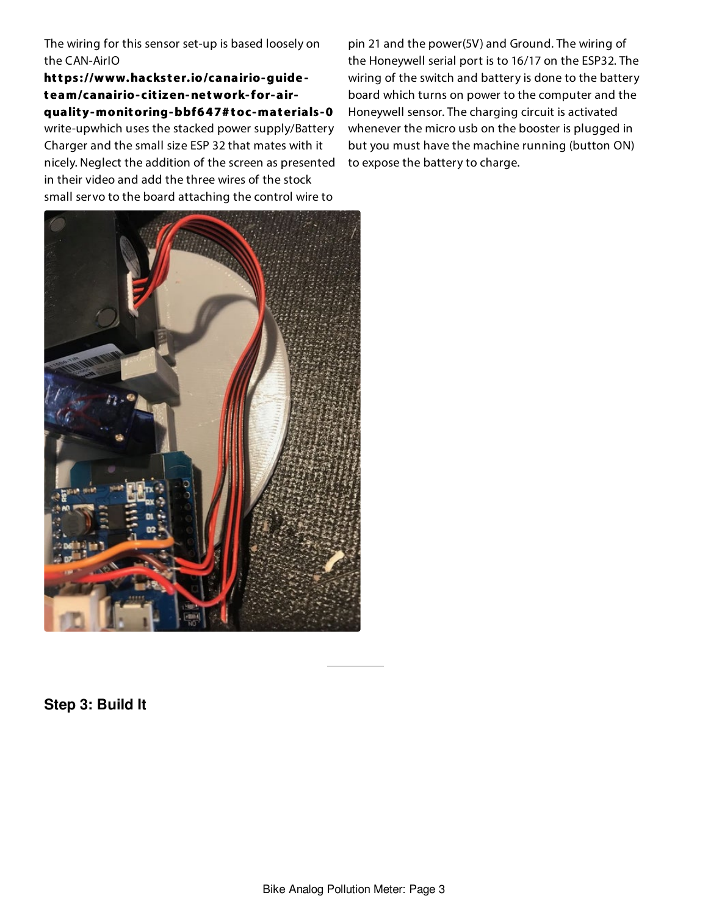The wiring for this sensor set-up is based loosely on the CAN-AirIO **https://www.hackster.io/canairio-guide-team/canairio-citizen-network-for-air-quality-monitoring-bbf647#toc-materials-0** write-upwhich uses the stacked power supply/Battery Charger and the small size ESP 32 that mates with it nicely. Neglect the addition of the screen as presented in their video and add the three wires of the stock small servo to the board attaching the control wire to pin 21 and the power(5V) and Ground. The wiring of the Honeywell serial port is to 16/17 on the ESP32. The wiring of the switch and battery is done to the battery board which turns on power to the computer and the Honeywell sensor. The charging circuit is activated whenever the micro usb on the booster is plugged in but you must have the machine running (button ON) to expose the battery to charge.

## Step 3: Build It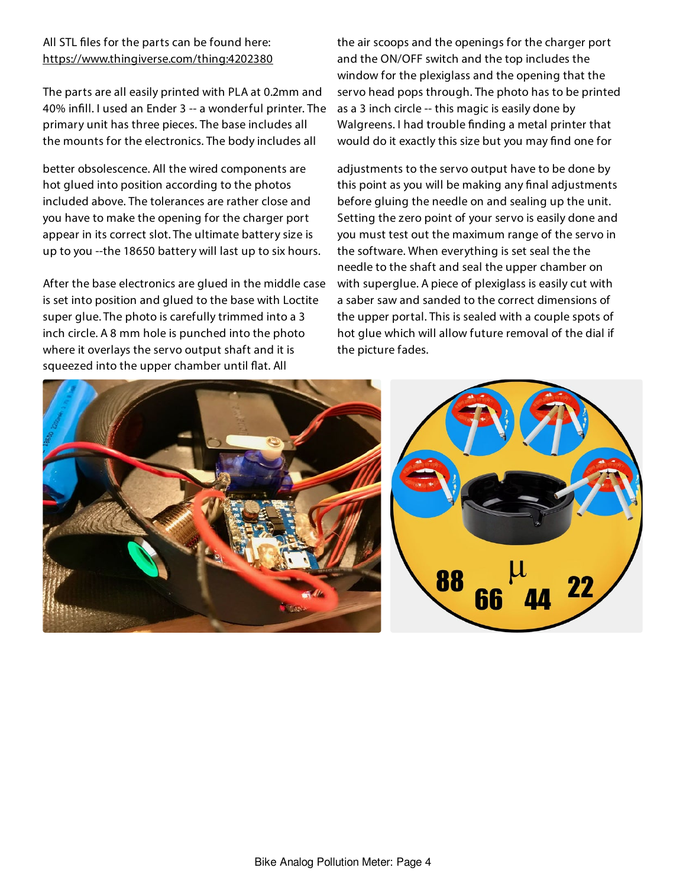All STL files for the parts can be found here: https://www.thingiverse.com/thing:4202380

The parts are all easily printed with PLA at 0.2mm and 40% infill. I used an Ender 3 -- a wonderful printer. The primary unit has three pieces. The base includes all the mounts for the electronics. The body includes all the air scoops and the openings for the charger port and the ON/OFF switch and the top includes the window for the plexiglass and the opening that the servo head pops through. The photo has to be printed as a 3 inch circle -- this magic is easily done by Walgreens. I had trouble finding a metal printer that would do it exactly this size but you may find one for better obsolescence. All the wired components are hot glued into position according to the photos included above. The tolerances are rather close and you have to make the opening for the charger port appear in its correct slot. The ultimate battery size is up to you --the 18650 battery will last up to six hours.

After the base electronics are glued in the middle case is set into position and glued to the base with Loctite super glue. The photo is carefully trimmed into a 3 inch circle. A 8 mm hole is punched into the photo where it overlays the servo output shaft and it is squeezed into the upper chamber until flat. All adjustments to the servo output have to be done by this point as you will be making any final adjustments before gluing the needle on and sealing up the unit. Setting the zero point of your servo is easily done and you must test out the maximum range of the servo in the software. When everything is set seal the the needle to the shaft and seal the upper chamber on with superglue. A piece of plexiglass is easily cut with a saber saw and sanded to the correct dimensions of the upper portal. This is sealed with a couple spots of hot glue which will allow future removal of the dial if the picture fades.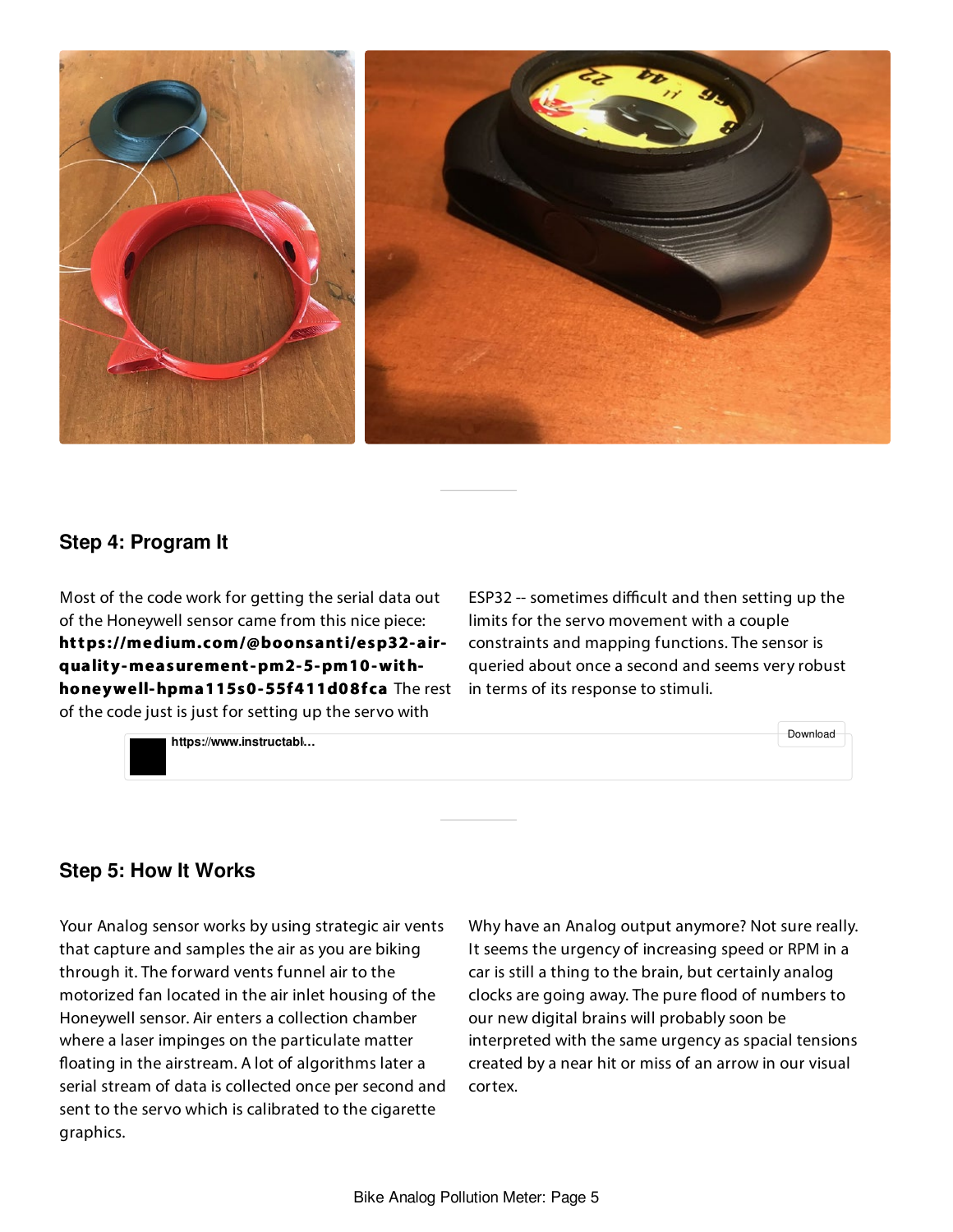## Step 4: Program It

Most of the code work for getting the serial data out of the Honeywell sensor came from this nice piece: **https://medium.com/@boonsanti/esp32-air-quality-measurement-pm2-5-pm10-with-honeywell-hpma115s0-55f411d08fca** The rest of the code just is just for setting up the servo with ESP32 -- sometimes difficult and then setting up the limits for the servo movement with a couple constraints and mapping functions. The sensor is queried about once a second and seems very robust in terms of its response to stimuli.

**https://www.instructabl...**

Download

## Step 5: How It Works

Your Analog sensor works by using strategic air vents that capture and samples the air as you are biking through it. The forward vents funnel air to the motorized fan located in the air inlet housing of the Honeywell sensor. Air enters a collection chamber where a laser impinges on the particulate matter floating in the airstream. A lot of algorithms later a serial stream of data is collected once per second and sent to the servo which is calibrated to the cigarette graphics.

Why have an Analog output anymore? Not sure really. It seems the urgency of increasing speed or RPM in a car is still a thing to the brain, but certainly analog clocks are going away. The pure flood of numbers to our new digital brains will probably soon be interpreted with the same urgency as spacial tensions created by a near hit or miss of an arrow in our visual cortex.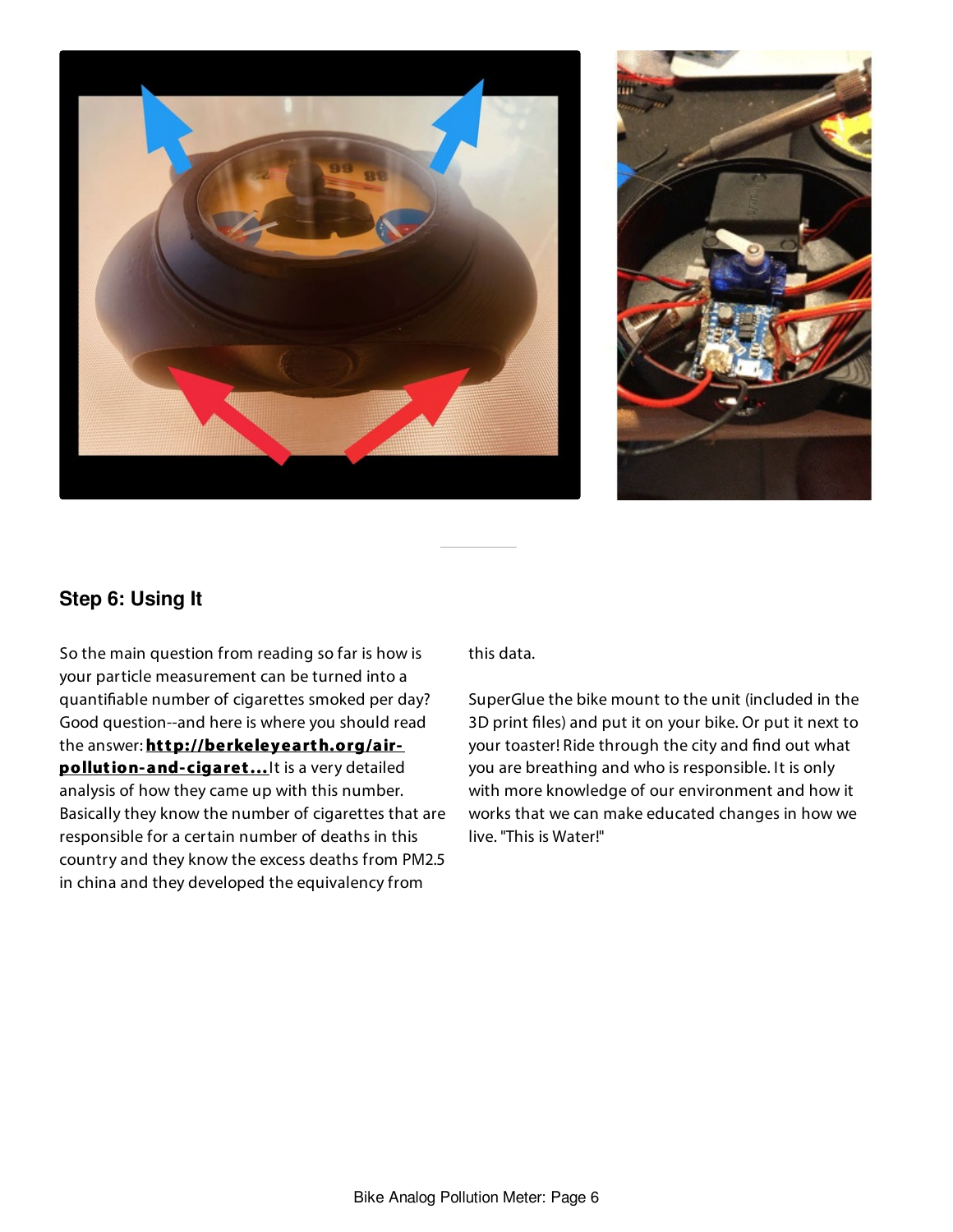## Step 6: Using It

So the main question from reading so far is how is your particle measurement can be turned into a quantifiable number of cigarettes smoked per day? Good question--and here is where you should read the answer: **http://berkeleyearth.org/air-pollution-and-cigaret...** It is a very detailed analysis of how they came up with this number. Basically they know the number of cigarettes that are responsible for a certain number of deaths in this country and they know the excess deaths from PM2.5 in china and they developed the equivalency from this data.

SuperGlue the bike mount to the unit (included in the 3D print files) and put it on your bike. Or put it next to your toaster! Ride through the city and find out what you are breathing and who is responsible. It is only with more knowledge of our environment and how it works that we can make educated changes in how we live. "This is Water!"